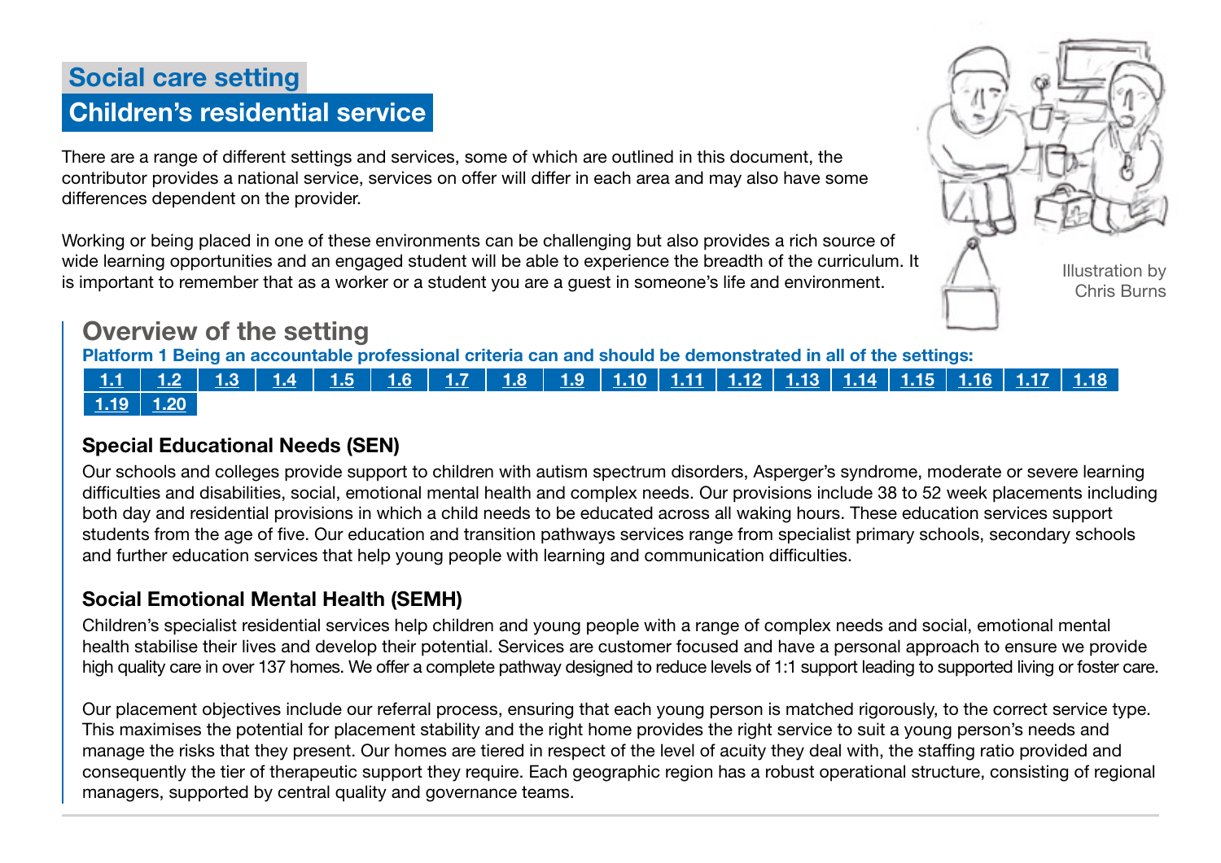## Social care setting

## Children's residential service

There are a range of different settings and services, some of which are outlined in this document, the contributor provides a national service, services on offer will differ in each area and may also have some differences dependent on the provider.

Working or being placed in one of these environments can be challenging but also provides a rich source of wide learning opportunities and an engaged student will be able to experience the breadth of the curriculum. It is important to remember that as a worker or a student you are a guest in someone's life and environment.

Illustration by Chris Burns

## Overview of the setting

**Platform 1 Being an accountable professional criteria can and should be demonstrated in all of the settings:**

| 1.1 | 1.2 | 1.3 | 1.4 | 1.5 | 1.6 | 1.7 | 1.8 | 1.9 | 1.10 | 1.11 | 1.12 | 1.13 | 1.14 | 1.15 | 1.16 | 1.17 | 1.18 |
|---|---|---|---|---|---|---|---|---|---|---|---|---|---|---|---|---|---|
| 1.19 | 1.20 | | | | | | | | | | | | | | | | |

### Special Educational Needs (SEN)

Our schools and colleges provide support to children with autism spectrum disorders, Asperger's syndrome, moderate or severe learning difficulties and disabilities, social, emotional mental health and complex needs. Our provisions include 38 to 52 week placements including both day and residential provisions in which a child needs to be educated across all waking hours. These education services support students from the age of five. Our education and transition pathways services range from specialist primary schools, secondary schools and further education services that help young people with learning and communication difficulties.

### Social Emotional Mental Health (SEMH)

Children's specialist residential services help children and young people with a range of complex needs and social, emotional mental health stabilise their lives and develop their potential. Services are customer focused and have a personal approach to ensure we provide high quality care in over 137 homes. We offer a complete pathway designed to reduce levels of 1:1 support leading to supported living or foster care.

Our placement objectives include our referral process, ensuring that each young person is matched rigorously, to the correct service type. This maximises the potential for placement stability and the right home provides the right service to suit a young person's needs and manage the risks that they present. Our homes are tiered in respect of the level of acuity they deal with, the staffing ratio provided and consequently the tier of therapeutic support they require. Each geographic region has a robust operational structure, consisting of regional managers, supported by central quality and governance teams.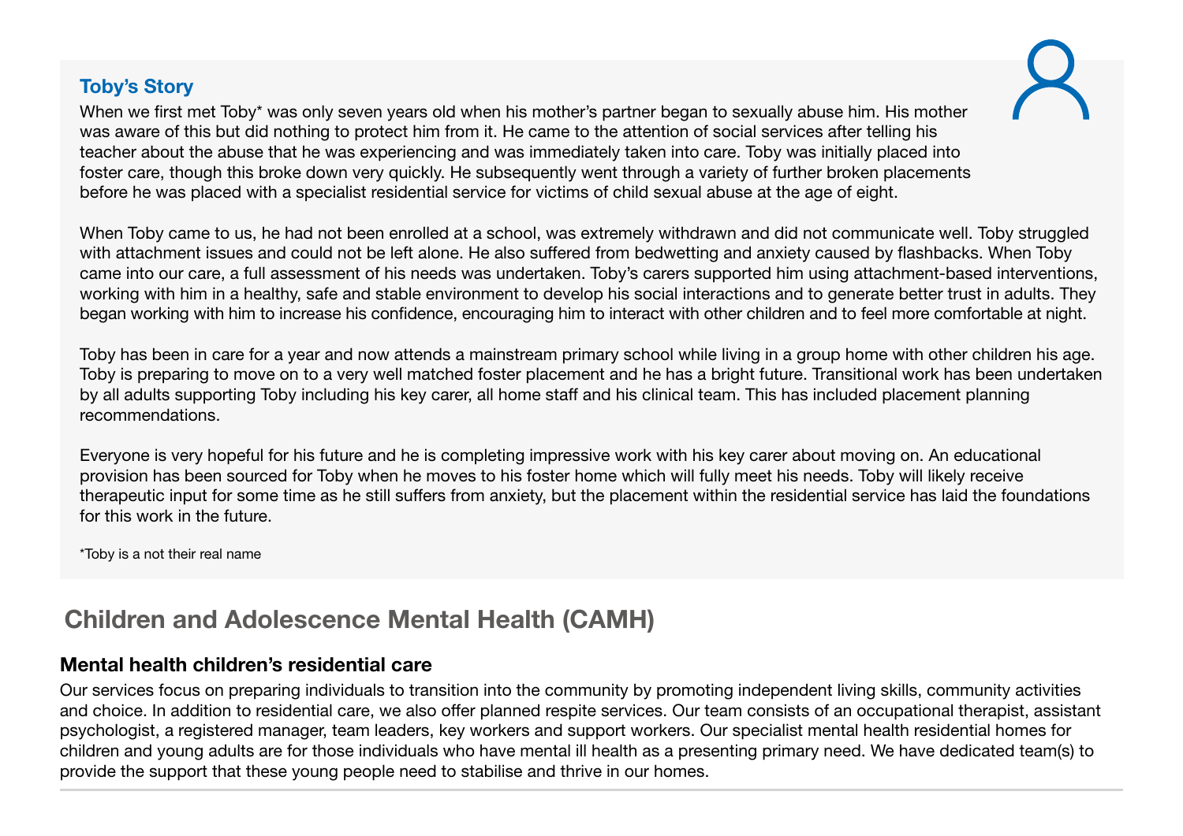### Toby's Story

When we first met Toby* was only seven years old when his mother's partner began to sexually abuse him. His mother was aware of this but did nothing to protect him from it. He came to the attention of social services after telling his teacher about the abuse that he was experiencing and was immediately taken into care. Toby was initially placed into foster care, though this broke down very quickly. He subsequently went through a variety of further broken placements before he was placed with a specialist residential service for victims of child sexual abuse at the age of eight.

When Toby came to us, he had not been enrolled at a school, was extremely withdrawn and did not communicate well. Toby struggled with attachment issues and could not be left alone. He also suffered from bedwetting and anxiety caused by flashbacks. When Toby came into our care, a full assessment of his needs was undertaken. Toby's carers supported him using attachment-based interventions, working with him in a healthy, safe and stable environment to develop his social interactions and to generate better trust in adults. They began working with him to increase his confidence, encouraging him to interact with other children and to feel more comfortable at night.

Toby has been in care for a year and now attends a mainstream primary school while living in a group home with other children his age. Toby is preparing to move on to a very well matched foster placement and he has a bright future. Transitional work has been undertaken by all adults supporting Toby including his key carer, all home staff and his clinical team. This has included placement planning recommendations.

Everyone is very hopeful for his future and he is completing impressive work with his key carer about moving on. An educational provision has been sourced for Toby when he moves to his foster home which will fully meet his needs. Toby will likely receive therapeutic input for some time as he still suffers from anxiety, but the placement within the residential service has laid the foundations for this work in the future.

*Toby is a not their real name

## Children and Adolescence Mental Health (CAMH)

### Mental health children's residential care

Our services focus on preparing individuals to transition into the community by promoting independent living skills, community activities and choice. In addition to residential care, we also offer planned respite services. Our team consists of an occupational therapist, assistant psychologist, a registered manager, team leaders, key workers and support workers. Our specialist mental health residential homes for children and young adults are for those individuals who have mental ill health as a presenting primary need. We have dedicated team(s) to provide the support that these young people need to stabilise and thrive in our homes.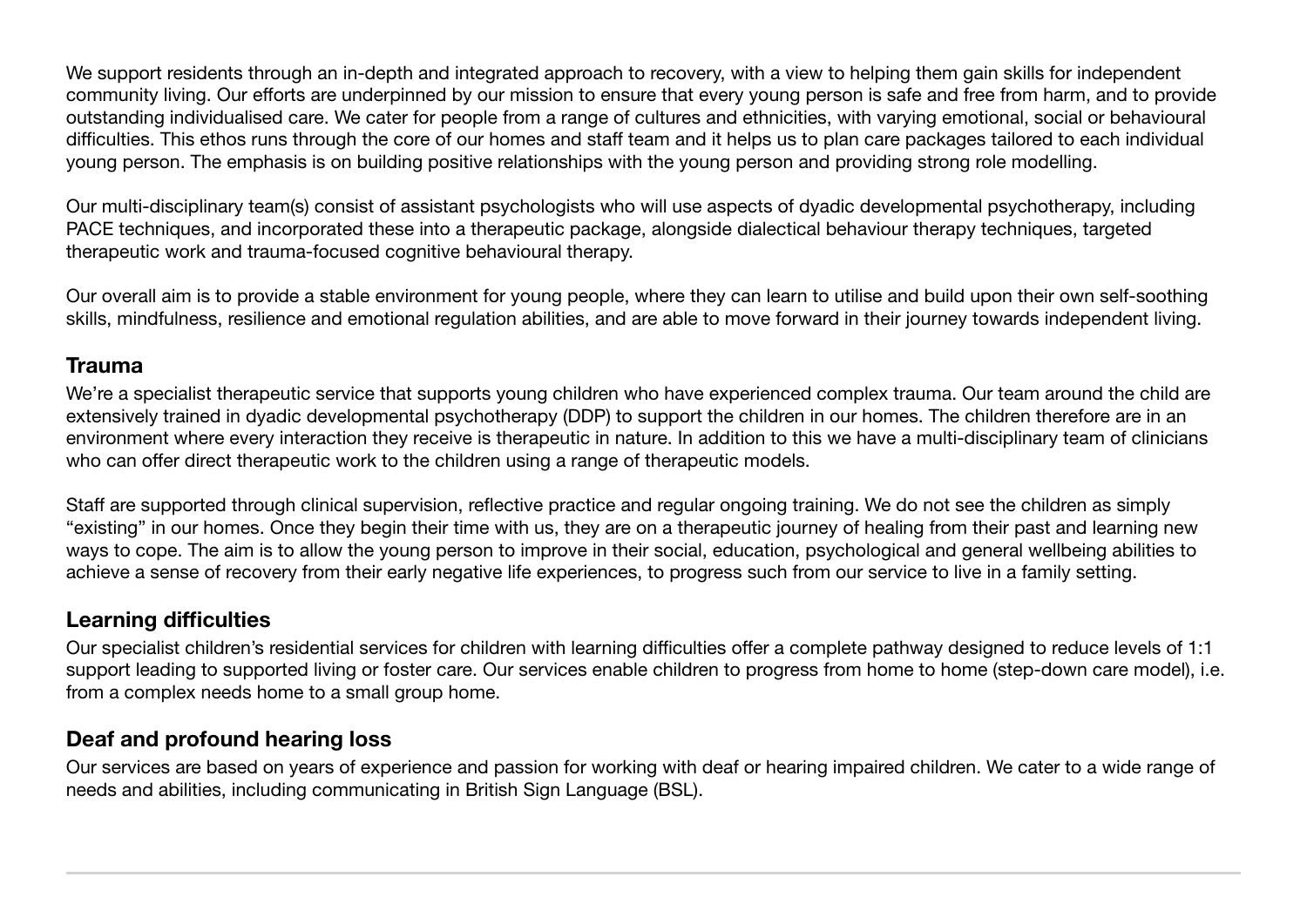We support residents through an in-depth and integrated approach to recovery, with a view to helping them gain skills for independent community living. Our efforts are underpinned by our mission to ensure that every young person is safe and free from harm, and to provide outstanding individualised care. We cater for people from a range of cultures and ethnicities, with varying emotional, social or behavioural difficulties. This ethos runs through the core of our homes and staff team and it helps us to plan care packages tailored to each individual young person. The emphasis is on building positive relationships with the young person and providing strong role modelling.

Our multi-disciplinary team(s) consist of assistant psychologists who will use aspects of dyadic developmental psychotherapy, including PACE techniques, and incorporated these into a therapeutic package, alongside dialectical behaviour therapy techniques, targeted therapeutic work and trauma-focused cognitive behavioural therapy.

Our overall aim is to provide a stable environment for young people, where they can learn to utilise and build upon their own self-soothing skills, mindfulness, resilience and emotional regulation abilities, and are able to move forward in their journey towards independent living.

## Trauma

We're a specialist therapeutic service that supports young children who have experienced complex trauma. Our team around the child are extensively trained in dyadic developmental psychotherapy (DDP) to support the children in our homes. The children therefore are in an environment where every interaction they receive is therapeutic in nature. In addition to this we have a multi-disciplinary team of clinicians who can offer direct therapeutic work to the children using a range of therapeutic models.

Staff are supported through clinical supervision, reflective practice and regular ongoing training. We do not see the children as simply "existing" in our homes. Once they begin their time with us, they are on a therapeutic journey of healing from their past and learning new ways to cope. The aim is to allow the young person to improve in their social, education, psychological and general wellbeing abilities to achieve a sense of recovery from their early negative life experiences, to progress such from our service to live in a family setting.

## Learning difficulties

Our specialist children's residential services for children with learning difficulties offer a complete pathway designed to reduce levels of 1:1 support leading to supported living or foster care. Our services enable children to progress from home to home (step-down care model), i.e. from a complex needs home to a small group home.

## Deaf and profound hearing loss

Our services are based on years of experience and passion for working with deaf or hearing impaired children. We cater to a wide range of needs and abilities, including communicating in British Sign Language (BSL).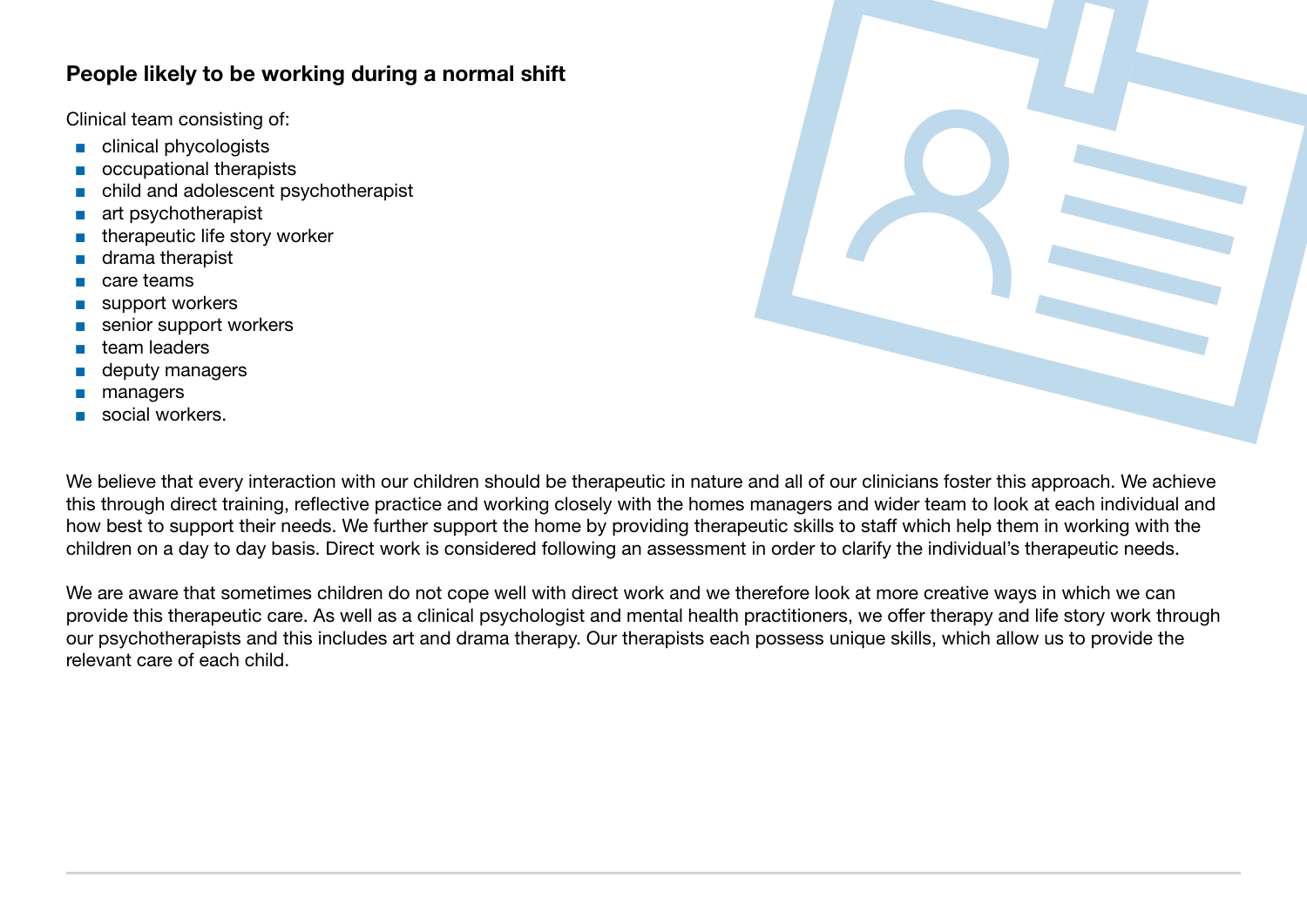### People likely to be working during a normal shift

Clinical team consisting of:

- clinical phycologists
- occupational therapists
- child and adolescent psychotherapist
- art psychotherapist
- therapeutic life story worker
- drama therapist
- care teams
- support workers
- senior support workers
- team leaders
- deputy managers
- managers
- social workers.

We believe that every interaction with our children should be therapeutic in nature and all of our clinicians foster this approach. We achieve this through direct training, reflective practice and working closely with the homes managers and wider team to look at each individual and how best to support their needs. We further support the home by providing therapeutic skills to staff which help them in working with the children on a day to day basis. Direct work is considered following an assessment in order to clarify the individual's therapeutic needs.

We are aware that sometimes children do not cope well with direct work and we therefore look at more creative ways in which we can provide this therapeutic care. As well as a clinical psychologist and mental health practitioners, we offer therapy and life story work through our psychotherapists and this includes art and drama therapy. Our therapists each possess unique skills, which allow us to provide the relevant care of each child.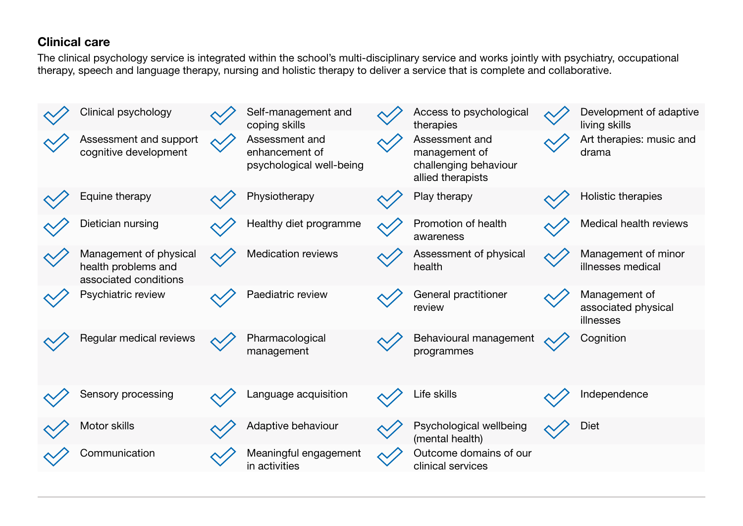## Clinical care

The clinical psychology service is integrated within the school's multi-disciplinary service and works jointly with psychiatry, occupational therapy, speech and language therapy, nursing and holistic therapy to deliver a service that is complete and collaborative.

| | | | |
|---|---|---|---|
| ✓ Clinical psychology | ✓ Self-management and coping skills | ✓ Access to psychological therapies | ✓ Development of adaptive living skills |
| ✓ Assessment and support cognitive development | ✓ Assessment and enhancement of psychological well-being | ✓ Assessment and management of challenging behaviour allied therapists | ✓ Art therapies: music and drama |
| ✓ Equine therapy | ✓ Physiotherapy | ✓ Play therapy | ✓ Holistic therapies |
| ✓ Dietician nursing | ✓ Healthy diet programme | ✓ Promotion of health awareness | ✓ Medical health reviews |
| ✓ Management of physical health problems and associated conditions | ✓ Medication reviews | ✓ Assessment of physical health | ✓ Management of minor illnesses medical |
| ✓ Psychiatric review | ✓ Paediatric review | ✓ General practitioner review | ✓ Management of associated physical illnesses |
| ✓ Regular medical reviews | ✓ Pharmacological management | ✓ Behavioural management programmes | ✓ Cognition |
| ✓ Sensory processing | ✓ Language acquisition | ✓ Life skills | ✓ Independence |
| ✓ Motor skills | ✓ Adaptive behaviour | ✓ Psychological wellbeing (mental health) | ✓ Diet |
| ✓ Communication | ✓ Meaningful engagement in activities | ✓ Outcome domains of our clinical services | |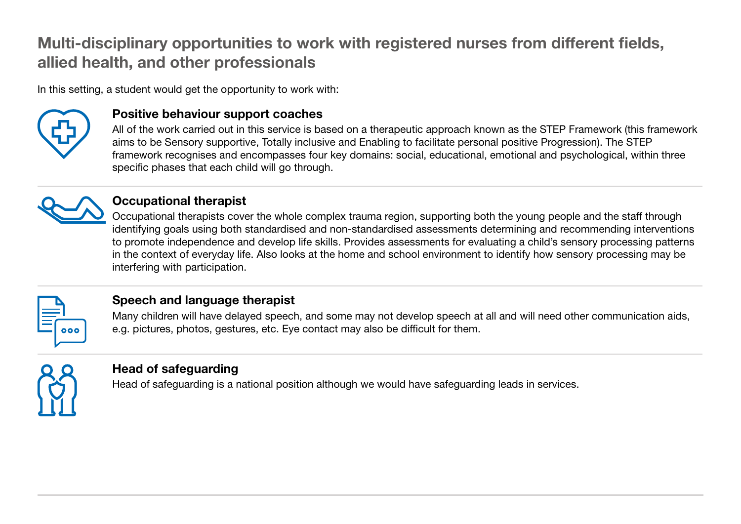## Multi-disciplinary opportunities to work with registered nurses from different fields, allied health, and other professionals

In this setting, a student would get the opportunity to work with:

### Positive behaviour support coaches

All of the work carried out in this service is based on a therapeutic approach known as the STEP Framework (this framework aims to be Sensory supportive, Totally inclusive and Enabling to facilitate personal positive Progression). The STEP framework recognises and encompasses four key domains: social, educational, emotional and psychological, within three specific phases that each child will go through.

### Occupational therapist

Occupational therapists cover the whole complex trauma region, supporting both the young people and the staff through identifying goals using both standardised and non-standardised assessments determining and recommending interventions to promote independence and develop life skills. Provides assessments for evaluating a child's sensory processing patterns in the context of everyday life. Also looks at the home and school environment to identify how sensory processing may be interfering with participation.

### Speech and language therapist

Many children will have delayed speech, and some may not develop speech at all and will need other communication aids, e.g. pictures, photos, gestures, etc. Eye contact may also be difficult for them.

### Head of safeguarding

Head of safeguarding is a national position although we would have safeguarding leads in services.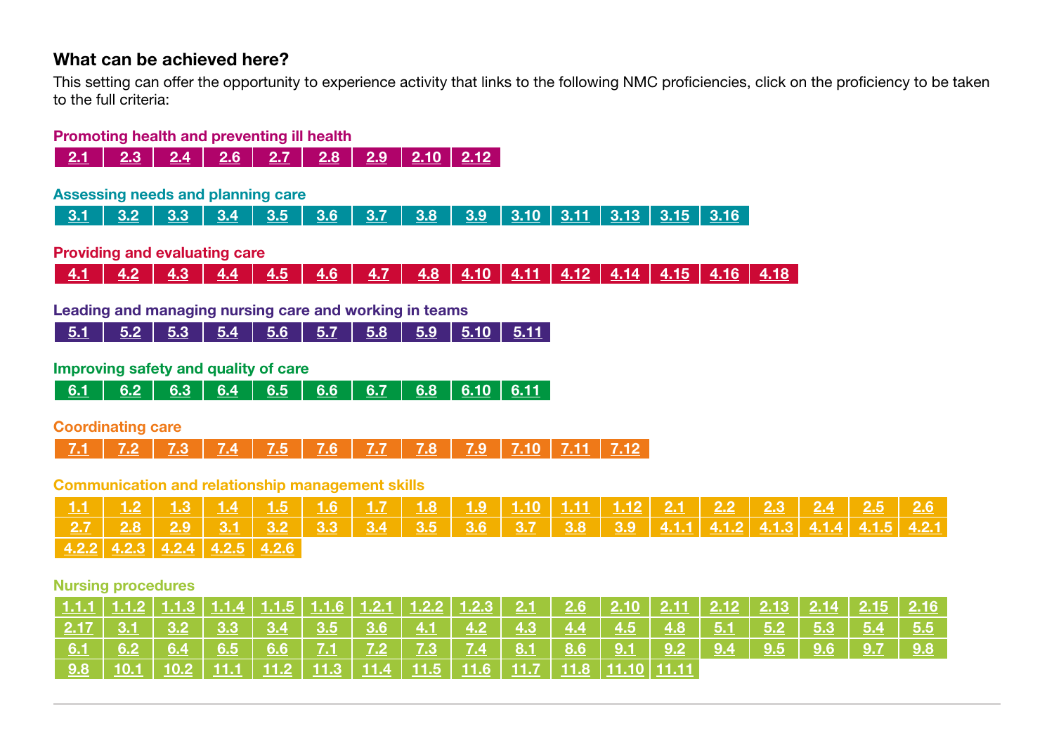## What can be achieved here?

This setting can offer the opportunity to experience activity that links to the following NMC proficiencies, click on the proficiency to be taken to the full criteria:

### Promoting health and preventing ill health

| | | | | | | | | |
|---|---|---|---|---|---|---|---|---|
| 2.1 | 2.3 | 2.4 | 2.6 | 2.7 | 2.8 | 2.9 | 2.10 | 2.12 |

### Assessing needs and planning care

| | | | | | | | | | | | | | |
|---|---|---|---|---|---|---|---|---|---|---|---|---|---|
| 3.1 | 3.2 | 3.3 | 3.4 | 3.5 | 3.6 | 3.7 | 3.8 | 3.9 | 3.10 | 3.11 | 3.13 | 3.15 | 3.16 |

### Providing and evaluating care

| | | | | | | | | | | | | | | |
|---|---|---|---|---|---|---|---|---|---|---|---|---|---|---|
| 4.1 | 4.2 | 4.3 | 4.4 | 4.5 | 4.6 | 4.7 | 4.8 | 4.10 | 4.11 | 4.12 | 4.14 | 4.15 | 4.16 | 4.18 |

### Leading and managing nursing care and working in teams

| | | | | | | | | | |
|---|---|---|---|---|---|---|---|---|---|
| 5.1 | 5.2 | 5.3 | 5.4 | 5.6 | 5.7 | 5.8 | 5.9 | 5.10 | 5.11 |

### Improving safety and quality of care

| | | | | | | | | | |
|---|---|---|---|---|---|---|---|---|---|
| 6.1 | 6.2 | 6.3 | 6.4 | 6.5 | 6.6 | 6.7 | 6.8 | 6.10 | 6.11 |

### Coordinating care

| | | | | | | | | | | | |
|---|---|---|---|---|---|---|---|---|---|---|---|
| 7.1 | 7.2 | 7.3 | 7.4 | 7.5 | 7.6 | 7.7 | 7.8 | 7.9 | 7.10 | 7.11 | 7.12 |

### Communication and relationship management skills

| | | | | | | | | | | | | | | | | | |
|---|---|---|---|---|---|---|---|---|---|---|---|---|---|---|---|---|---|
| 1.1 | 1.2 | 1.3 | 1.4 | 1.5 | 1.6 | 1.7 | 1.8 | 1.9 | 1.10 | 1.11 | 1.12 | 2.1 | 2.2 | 2.3 | 2.4 | 2.5 | 2.6 |
| 2.7 | 2.8 | 2.9 | 3.1 | 3.2 | 3.3 | 3.4 | 3.5 | 3.6 | 3.7 | 3.8 | 3.9 | 4.1.1 | 4.1.2 | 4.1.3 | 4.1.4 | 4.1.5 | 4.2.1 |
| 4.2.2 | 4.2.3 | 4.2.4 | 4.2.5 | 4.2.6 | | | | | | | | | | | | | |

### Nursing procedures

| | | | | | | | | | | | | | | | | | |
|---|---|---|---|---|---|---|---|---|---|---|---|---|---|---|---|---|---|
| 1.1.1 | 1.1.2 | 1.1.3 | 1.1.4 | 1.1.5 | 1.1.6 | 1.2.1 | 1.2.2 | 1.2.3 | 2.1 | 2.6 | 2.10 | 2.11 | 2.12 | 2.13 | 2.14 | 2.15 | 2.16 |
| 2.17 | 3.1 | 3.2 | 3.3 | 3.4 | 3.5 | 3.6 | 4.1 | 4.2 | 4.3 | 4.4 | 4.5 | 4.8 | 5.1 | 5.2 | 5.3 | 5.4 | 5.5 |
| 6.1 | 6.2 | 6.4 | 6.5 | 6.6 | 7.1 | 7.2 | 7.3 | 7.4 | 8.1 | 8.6 | 9.1 | 9.2 | 9.4 | 9.5 | 9.6 | 9.7 | 9.8 |
| 9.8 | 10.1 | 10.2 | 11.1 | 11.2 | 11.3 | 11.4 | 11.5 | 11.6 | 11.7 | 11.8 | 11.10 | 11.11 | | | | | |